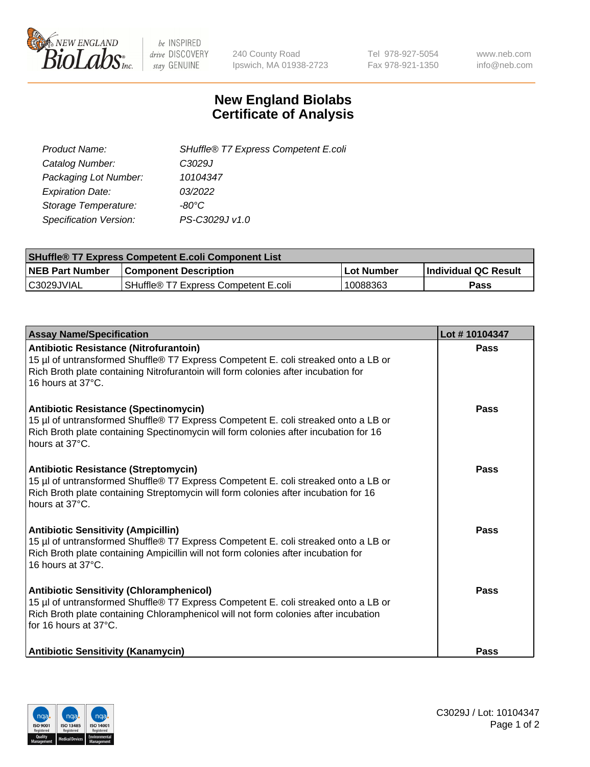# New England Biolabs Certificate of Analysis

| | |
|---|---|
| *Product Name:* | *SHuffle® T7 Express Competent E.coli* |
| *Catalog Number:* | *C3029J* |
| *Packaging Lot Number:* | *10104347* |
| *Expiration Date:* | *03/2022* |
| *Storage Temperature:* | *-80°C* |
| *Specification Version:* | *PS-C3029J v1.0* |

| SHuffle® T7 Express Competent E.coli Component List | | | |
|---|---|---|---|
| **NEB Part Number** | **Component Description** | **Lot Number** | **Individual QC Result** |
| C3029JVIAL | SHuffle® T7 Express Competent E.coli | 10088363 | **Pass** |

| Assay Name/Specification | Lot # 10104347 |
|---|---|
| **Antibiotic Resistance (Nitrofurantoin)**<br>15 µl of untransformed Shuffle® T7 Express Competent E. coli streaked onto a LB or Rich Broth plate containing Nitrofurantoin will form colonies after incubation for 16 hours at 37°C. | **Pass** |
| **Antibiotic Resistance (Spectinomycin)**<br>15 µl of untransformed Shuffle® T7 Express Competent E. coli streaked onto a LB or Rich Broth plate containing Spectinomycin will form colonies after incubation for 16 hours at 37°C. | **Pass** |
| **Antibiotic Resistance (Streptomycin)**<br>15 µl of untransformed Shuffle® T7 Express Competent E. coli streaked onto a LB or Rich Broth plate containing Streptomycin will form colonies after incubation for 16 hours at 37°C. | **Pass** |
| **Antibiotic Sensitivity (Ampicillin)**<br>15 µl of untransformed Shuffle® T7 Express Competent E. coli streaked onto a LB or Rich Broth plate containing Ampicillin will not form colonies after incubation for 16 hours at 37°C. | **Pass** |
| **Antibiotic Sensitivity (Chloramphenicol)**<br>15 µl of untransformed Shuffle® T7 Express Competent E. coli streaked onto a LB or Rich Broth plate containing Chloramphenicol will not form colonies after incubation for 16 hours at 37°C. | **Pass** |
| **Antibiotic Sensitivity (Kanamycin)** | **Pass** |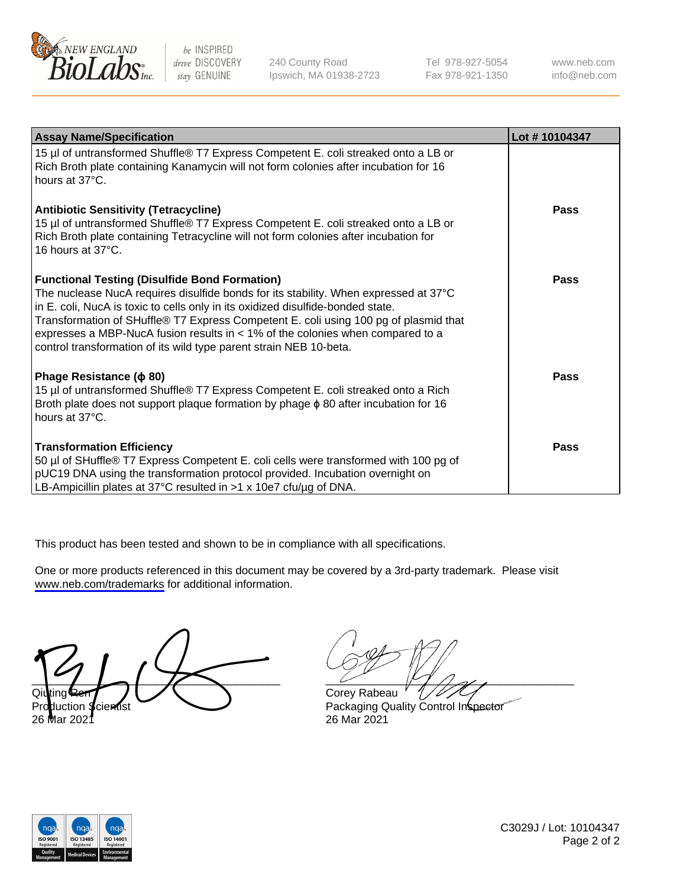| Assay Name/Specification | Lot # 10104347 |
|---|---|
| 15 µl of untransformed Shuffle® T7 Express Competent E. coli streaked onto a LB or Rich Broth plate containing Kanamycin will not form colonies after incubation for 16 hours at 37°C. | |
| **Antibiotic Sensitivity (Tetracycline)** 15 µl of untransformed Shuffle® T7 Express Competent E. coli streaked onto a LB or Rich Broth plate containing Tetracycline will not form colonies after incubation for 16 hours at 37°C. | **Pass** |
| **Functional Testing (Disulfide Bond Formation)** The nuclease NucA requires disulfide bonds for its stability. When expressed at 37°C in E. coli, NucA is toxic to cells only in its oxidized disulfide-bonded state. Transformation of SHuffle® T7 Express Competent E. coli using 100 pg of plasmid that expresses a MBP-NucA fusion results in < 1% of the colonies when compared to a control transformation of its wild type parent strain NEB 10-beta. | **Pass** |
| **Phage Resistance (ϕ 80)** 15 µl of untransformed Shuffle® T7 Express Competent E. coli streaked onto a Rich Broth plate does not support plaque formation by phage ϕ 80 after incubation for 16 hours at 37°C. | **Pass** |
| **Transformation Efficiency** 50 µl of SHuffle® T7 Express Competent E. coli cells were transformed with 100 pg of pUC19 DNA using the transformation protocol provided. Incubation overnight on LB-Ampicillin plates at 37°C resulted in >1 x 10e7 cfu/µg of DNA. | **Pass** |

This product has been tested and shown to be in compliance with all specifications.

One or more products referenced in this document may be covered by a 3rd-party trademark. Please visit www.neb.com/trademarks for additional information.

Qiuting Ren
Production Scientist
26 Mar 2021

Corey Rabeau
Packaging Quality Control Inspector
26 Mar 2021

C3029J / Lot: 10104347